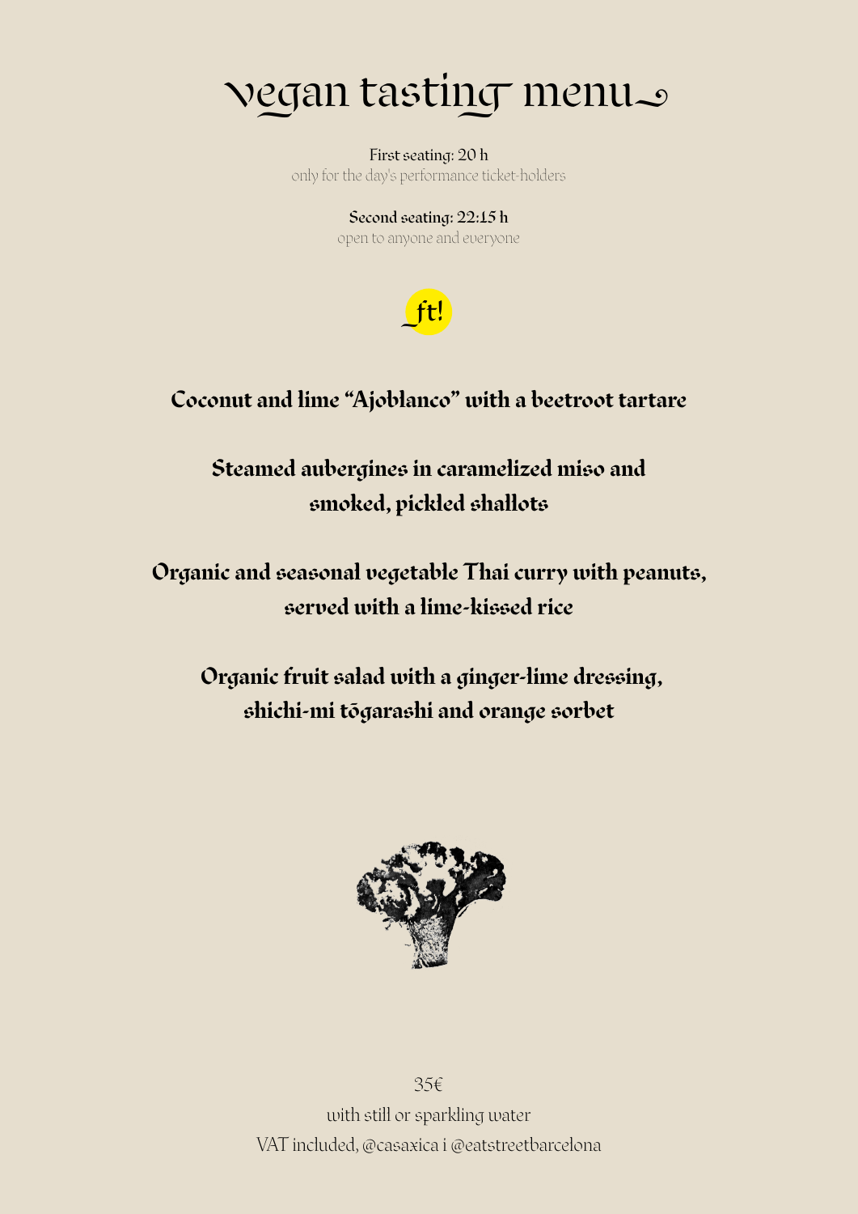# vegan tasting menu

**First seating: 20 h**
only for the day's performance ticket-holders

**Second seating: 22:15 h**
open to anyone and everyone

ft!

**Coconut and lime "Ajoblanco" with a beetroot tartare**

**Steamed aubergines in caramelized miso and smoked, pickled shallots**

**Organic and seasonal vegetable Thai curry with peanuts, served with a lime-kissed rice**

**Organic fruit salad with a ginger-lime dressing, shichi-mi tōgarashi and orange sorbet**

35€

with still or sparkling water

VAT included, @casaxica i @eatstreetbarcelona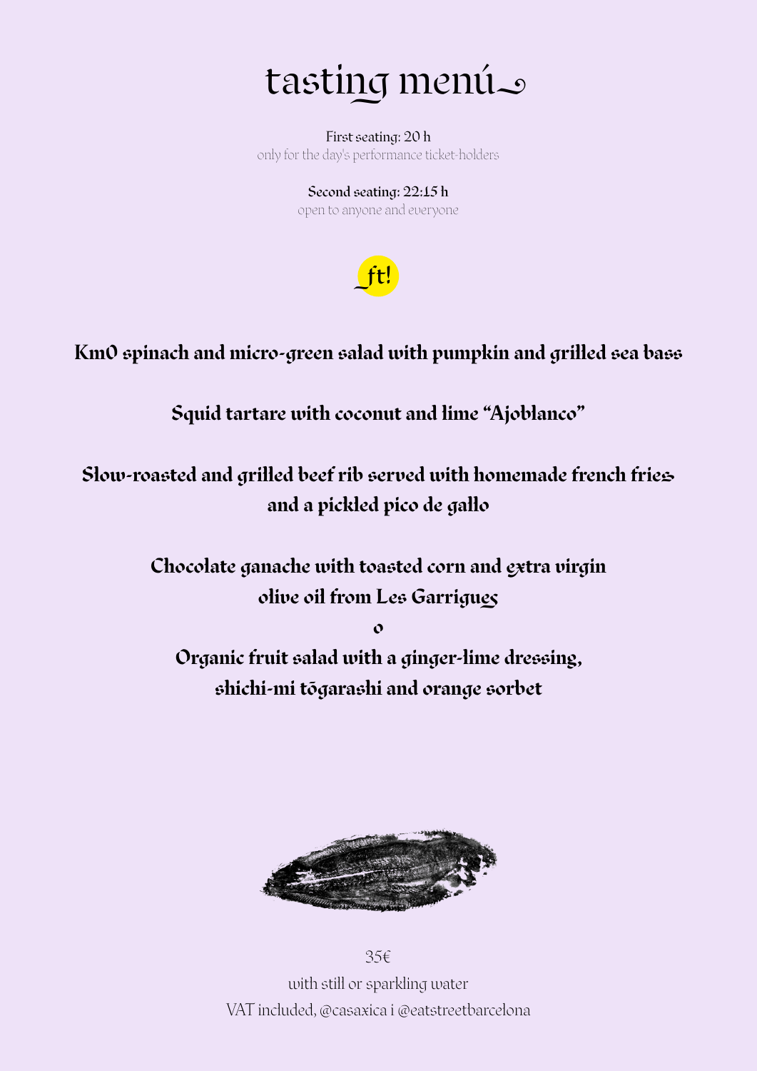# tasting menú

First seating: 20 h
only for the day's performance ticket-holders

Second seating: 22:15 h
open to anyone and everyone

ft!

**Km0 spinach and micro-green salad with pumpkin and grilled sea bass**

**Squid tartare with coconut and lime "Ajoblanco"**

**Slow-roasted and grilled beef rib served with homemade french fries and a pickled pico de gallo**

**Chocolate ganache with toasted corn and extra virgin olive oil from Les Garrigues**

**o**

**Organic fruit salad with a ginger-lime dressing, shichi-mi tōgarashi and orange sorbet**

35€

with still or sparkling water

VAT included, @casaxica i @eatstreetbarcelona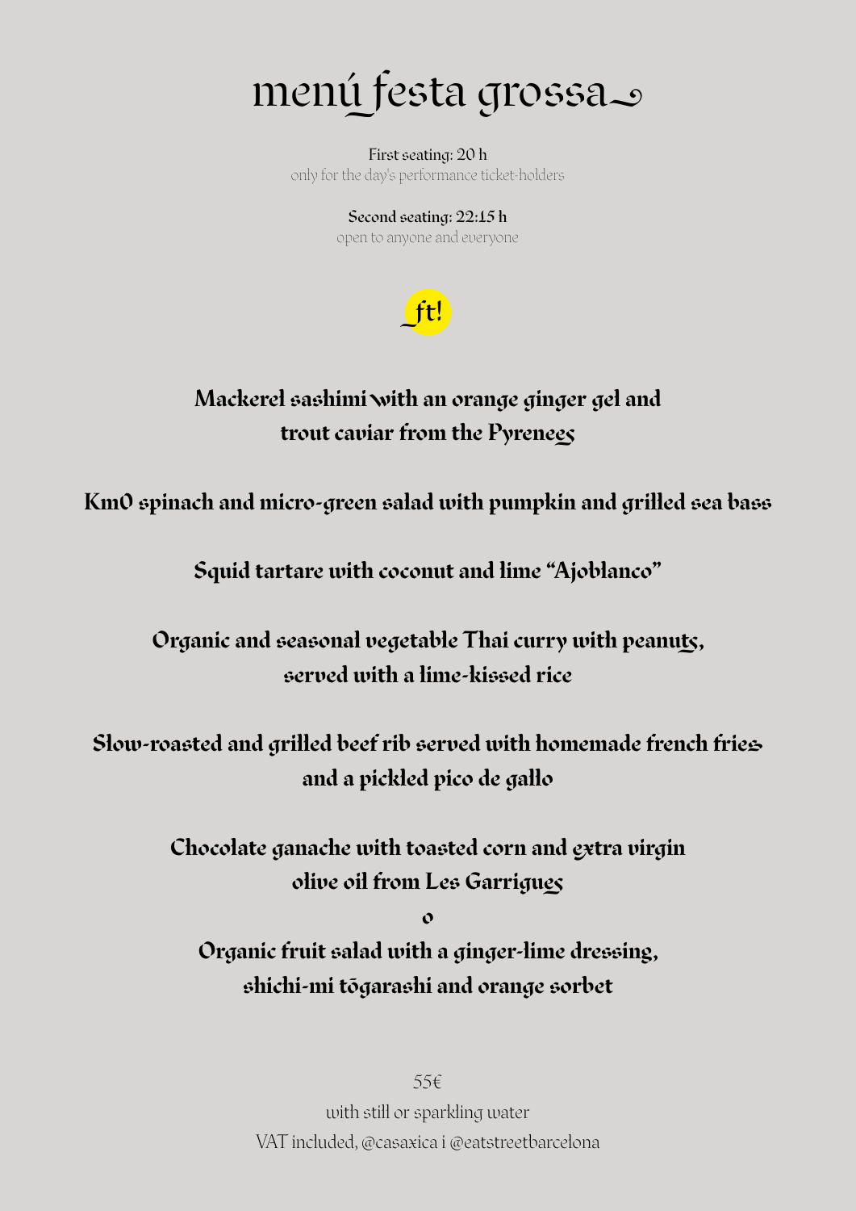# menú festa grossa

First seating: 20 h
only for the day's performance ticket-holders

Second seating: 22:15 h
open to anyone and everyone

ft!

**Mackerel sashimi with an orange ginger gel and trout caviar from the Pyrenees**

**Km0 spinach and micro-green salad with pumpkin and grilled sea bass**

**Squid tartare with coconut and lime "Ajoblanco"**

**Organic and seasonal vegetable Thai curry with peanuts, served with a lime-kissed rice**

**Slow-roasted and grilled beef rib served with homemade french fries and a pickled pico de gallo**

**Chocolate ganache with toasted corn and extra virgin olive oil from Les Garrigues**

**o**

**Organic fruit salad with a ginger-lime dressing, shichi-mi tōgarashi and orange sorbet**

55€

with still or sparkling water

VAT included, @casaxica i @eatstreetbarcelona